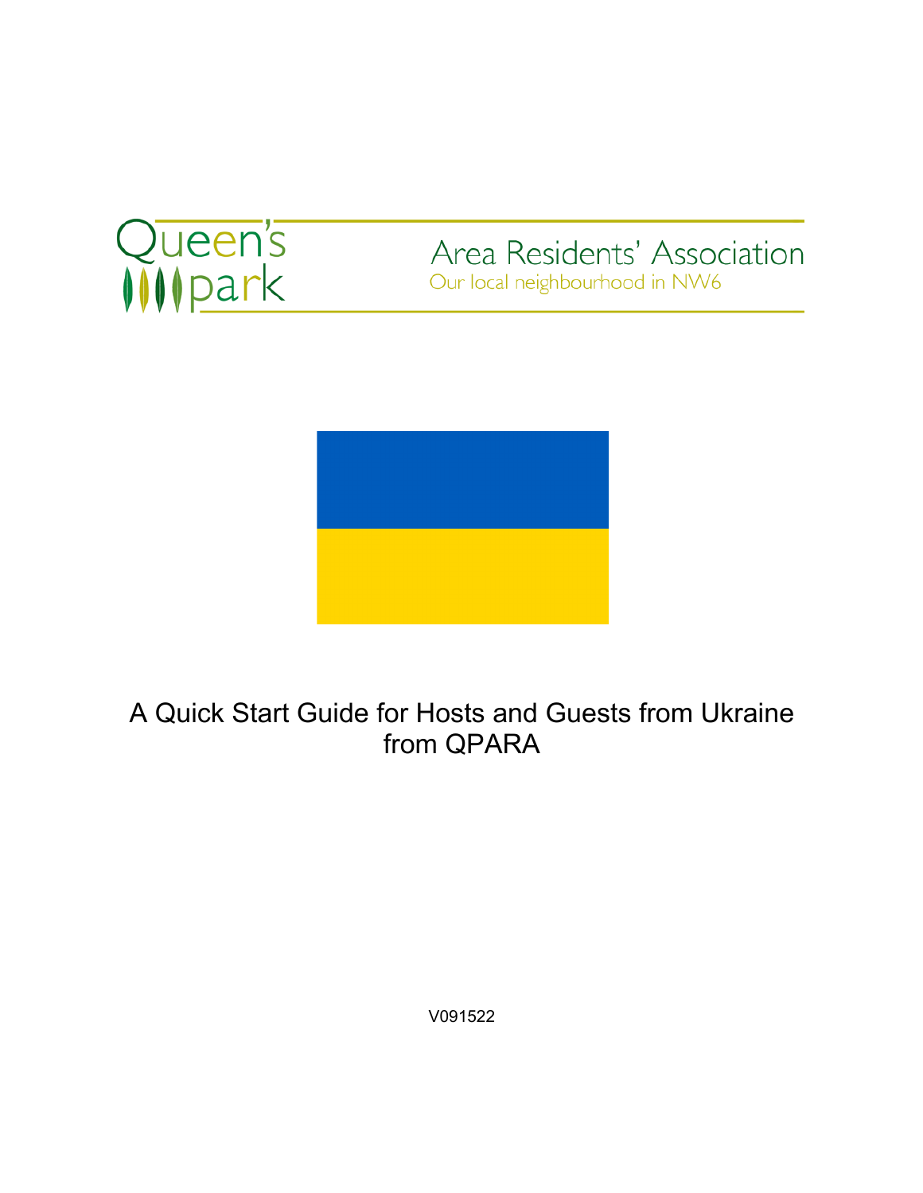Queen's park

Area Residents' Association
Our local neighbourhood in NW6

# A Quick Start Guide for Hosts and Guests from Ukraine from QPARA

V091522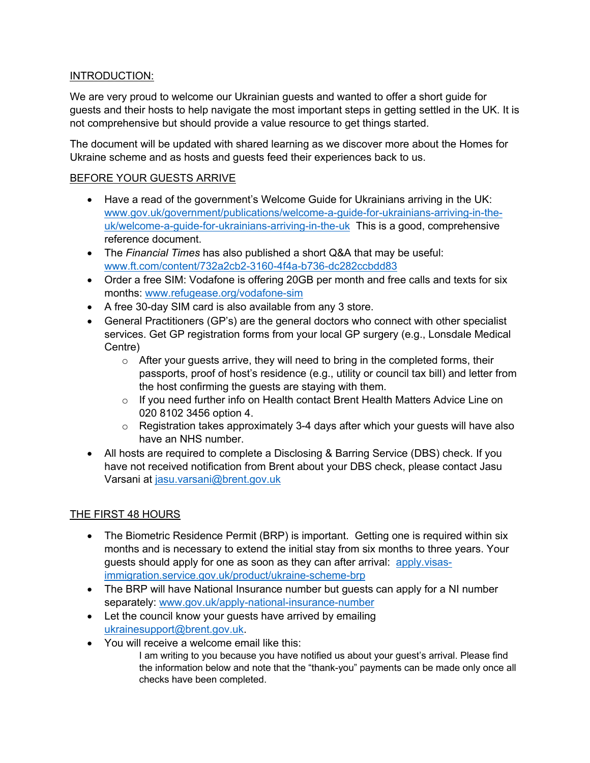## INTRODUCTION:

We are very proud to welcome our Ukrainian guests and wanted to offer a short guide for guests and their hosts to help navigate the most important steps in getting settled in the UK. It is not comprehensive but should provide a value resource to get things started.

The document will be updated with shared learning as we discover more about the Homes for Ukraine scheme and as hosts and guests feed their experiences back to us.

## BEFORE YOUR GUESTS ARRIVE

- Have a read of the government's Welcome Guide for Ukrainians arriving in the UK: [www.gov.uk/government/publications/welcome-a-guide-for-ukrainians-arriving-in-the-uk/welcome-a-guide-for-ukrainians-arriving-in-the-uk](www.gov.uk/government/publications/welcome-a-guide-for-ukrainians-arriving-in-the-uk/welcome-a-guide-for-ukrainians-arriving-in-the-uk) This is a good, comprehensive reference document.
- The *Financial Times* has also published a short Q&A that may be useful: [www.ft.com/content/732a2cb2-3160-4f4a-b736-dc282ccbdd83](www.ft.com/content/732a2cb2-3160-4f4a-b736-dc282ccbdd83)
- Order a free SIM: Vodafone is offering 20GB per month and free calls and texts for six months: [www.refugease.org/vodafone-sim](www.refugease.org/vodafone-sim)
- A free 30-day SIM card is also available from any 3 store.
- General Practitioners (GP's) are the general doctors who connect with other specialist services. Get GP registration forms from your local GP surgery (e.g., Lonsdale Medical Centre)
    - After your guests arrive, they will need to bring in the completed forms, their passports, proof of host's residence (e.g., utility or council tax bill) and letter from the host confirming the guests are staying with them.
    - If you need further info on Health contact Brent Health Matters Advice Line on 020 8102 3456 option 4.
    - Registration takes approximately 3-4 days after which your guests will have also have an NHS number.
- All hosts are required to complete a Disclosing & Barring Service (DBS) check. If you have not received notification from Brent about your DBS check, please contact Jasu Varsani at [jasu.varsani@brent.gov.uk](mailto:jasu.varsani@brent.gov.uk)

## THE FIRST 48 HOURS

- The Biometric Residence Permit (BRP) is important. Getting one is required within six months and is necessary to extend the initial stay from six months to three years. Your guests should apply for one as soon as they can after arrival: [apply.visas-immigration.service.gov.uk/product/ukraine-scheme-brp](apply.visas-immigration.service.gov.uk/product/ukraine-scheme-brp)
- The BRP will have National Insurance number but guests can apply for a NI number separately: [www.gov.uk/apply-national-insurance-number](www.gov.uk/apply-national-insurance-number)
- Let the council know your guests have arrived by emailing [ukrainesupport@brent.gov.uk](mailto:ukrainesupport@brent.gov.uk).
- You will receive a welcome email like this:

    > I am writing to you because you have notified us about your guest's arrival. Please find the information below and note that the "thank-you" payments can be made only once all checks have been completed.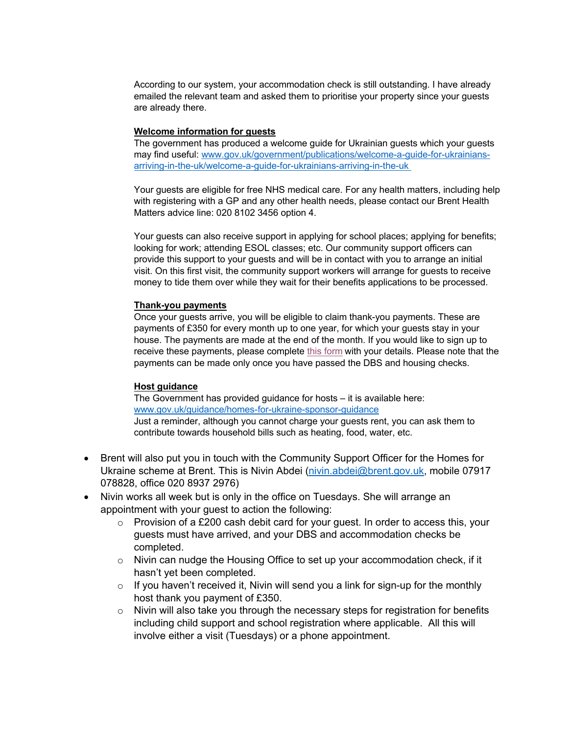According to our system, your accommodation check is still outstanding. I have already emailed the relevant team and asked them to prioritise your property since your guests are already there.

**Welcome information for guests**

The government has produced a welcome guide for Ukrainian guests which your guests may find useful: www.gov.uk/government/publications/welcome-a-guide-for-ukrainians-arriving-in-the-uk/welcome-a-guide-for-ukrainians-arriving-in-the-uk

Your guests are eligible for free NHS medical care. For any health matters, including help with registering with a GP and any other health needs, please contact our Brent Health Matters advice line: 020 8102 3456 option 4.

Your guests can also receive support in applying for school places; applying for benefits; looking for work; attending ESOL classes; etc. Our community support officers can provide this support to your guests and will be in contact with you to arrange an initial visit. On this first visit, the community support workers will arrange for guests to receive money to tide them over while they wait for their benefits applications to be processed.

**Thank-you payments**

Once your guests arrive, you will be eligible to claim thank-you payments. These are payments of £350 for every month up to one year, for which your guests stay in your house. The payments are made at the end of the month. If you would like to sign up to receive these payments, please complete this form with your details. Please note that the payments can be made only once you have passed the DBS and housing checks.

**Host guidance**

The Government has provided guidance for hosts – it is available here: www.gov.uk/guidance/homes-for-ukraine-sponsor-guidance
Just a reminder, although you cannot charge your guests rent, you can ask them to contribute towards household bills such as heating, food, water, etc.

- Brent will also put you in touch with the Community Support Officer for the Homes for Ukraine scheme at Brent. This is Nivin Abdei (nivin.abdei@brent.gov.uk, mobile 07917 078828, office 020 8937 2976)
- Nivin works all week but is only in the office on Tuesdays. She will arrange an appointment with your guest to action the following:
  - Provision of a £200 cash debit card for your guest. In order to access this, your guests must have arrived, and your DBS and accommodation checks be completed.
  - Nivin can nudge the Housing Office to set up your accommodation check, if it hasn't yet been completed.
  - If you haven't received it, Nivin will send you a link for sign-up for the monthly host thank you payment of £350.
  - Nivin will also take you through the necessary steps for registration for benefits including child support and school registration where applicable. All this will involve either a visit (Tuesdays) or a phone appointment.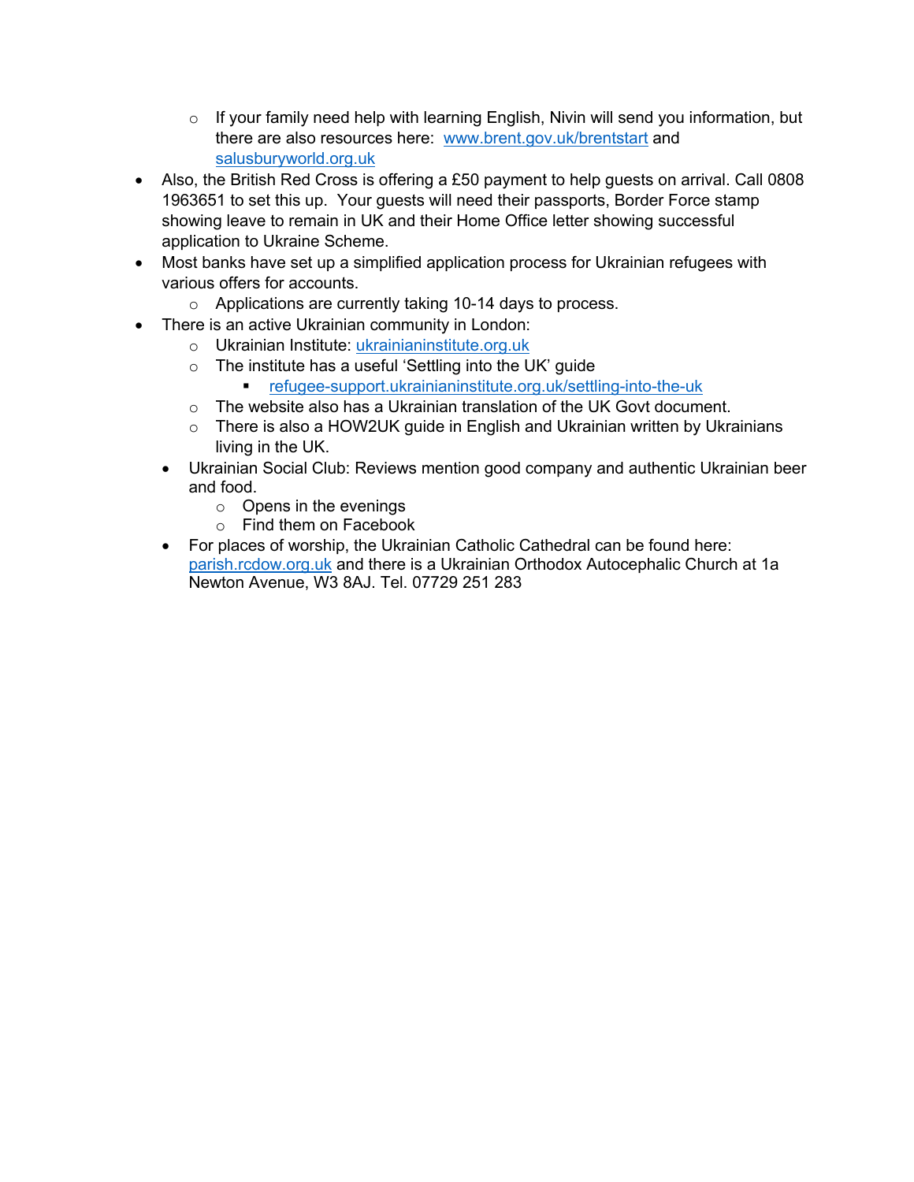- If your family need help with learning English, Nivin will send you information, but there are also resources here: [www.brent.gov.uk/brentstart](http://www.brent.gov.uk/brentstart) and [salusburyworld.org.uk](http://salusburyworld.org.uk)
- Also, the British Red Cross is offering a £50 payment to help guests on arrival. Call 0808 1963651 to set this up. Your guests will need their passports, Border Force stamp showing leave to remain in UK and their Home Office letter showing successful application to Ukraine Scheme.
- Most banks have set up a simplified application process for Ukrainian refugees with various offers for accounts.
    - Applications are currently taking 10-14 days to process.
- There is an active Ukrainian community in London:
    - Ukrainian Institute: [ukrainianinstitute.org.uk](http://ukrainianinstitute.org.uk)
    - The institute has a useful 'Settling into the UK' guide
        - [refugee-support.ukrainianinstitute.org.uk/settling-into-the-uk](http://refugee-support.ukrainianinstitute.org.uk/settling-into-the-uk)
    - The website also has a Ukrainian translation of the UK Govt document.
    - There is also a HOW2UK guide in English and Ukrainian written by Ukrainians living in the UK.
  - Ukrainian Social Club: Reviews mention good company and authentic Ukrainian beer and food.
    - Opens in the evenings
    - Find them on Facebook
  - For places of worship, the Ukrainian Catholic Cathedral can be found here: [parish.rcdow.org.uk](http://parish.rcdow.org.uk) and there is a Ukrainian Orthodox Autocephalic Church at 1a Newton Avenue, W3 8AJ. Tel. 07729 251 283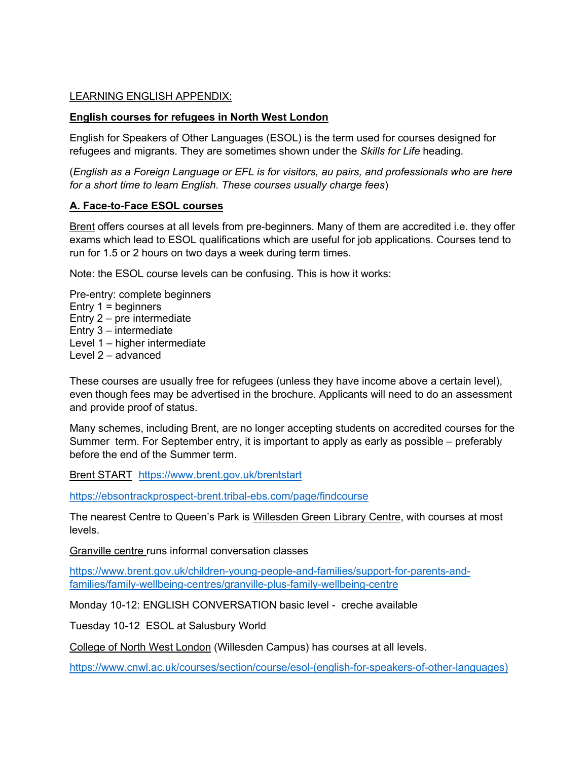LEARNING ENGLISH APPENDIX:

## English courses for refugees in North West London

English for Speakers of Other Languages (ESOL) is the term used for courses designed for refugees and migrants. They are sometimes shown under the *Skills for Life* heading.

(*English as a Foreign Language or EFL is for visitors, au pairs, and professionals who are here for a short time to learn English. These courses usually charge fees*)

### A. Face-to-Face ESOL courses

Brent offers courses at all levels from pre-beginners. Many of them are accredited i.e. they offer exams which lead to ESOL qualifications which are useful for job applications. Courses tend to run for 1.5 or 2 hours on two days a week during term times.

Note: the ESOL course levels can be confusing. This is how it works:

Pre-entry: complete beginners
Entry 1 = beginners
Entry 2 – pre intermediate
Entry 3 – intermediate
Level 1 – higher intermediate
Level 2 – advanced

These courses are usually free for refugees (unless they have income above a certain level), even though fees may be advertised in the brochure. Applicants will need to do an assessment and provide proof of status.

Many schemes, including Brent, are no longer accepting students on accredited courses for the Summer term. For September entry, it is important to apply as early as possible – preferably before the end of the Summer term.

Brent START https://www.brent.gov.uk/brentstart

https://ebsontrackprospect-brent.tribal-ebs.com/page/findcourse

The nearest Centre to Queen's Park is Willesden Green Library Centre, with courses at most levels.

Granville centre runs informal conversation classes

https://www.brent.gov.uk/children-young-people-and-families/support-for-parents-and-families/family-wellbeing-centres/granville-plus-family-wellbeing-centre

Monday 10-12: ENGLISH CONVERSATION basic level - creche available

Tuesday 10-12 ESOL at Salusbury World

College of North West London (Willesden Campus) has courses at all levels.

https://www.cnwl.ac.uk/courses/section/course/esol-(english-for-speakers-of-other-languages)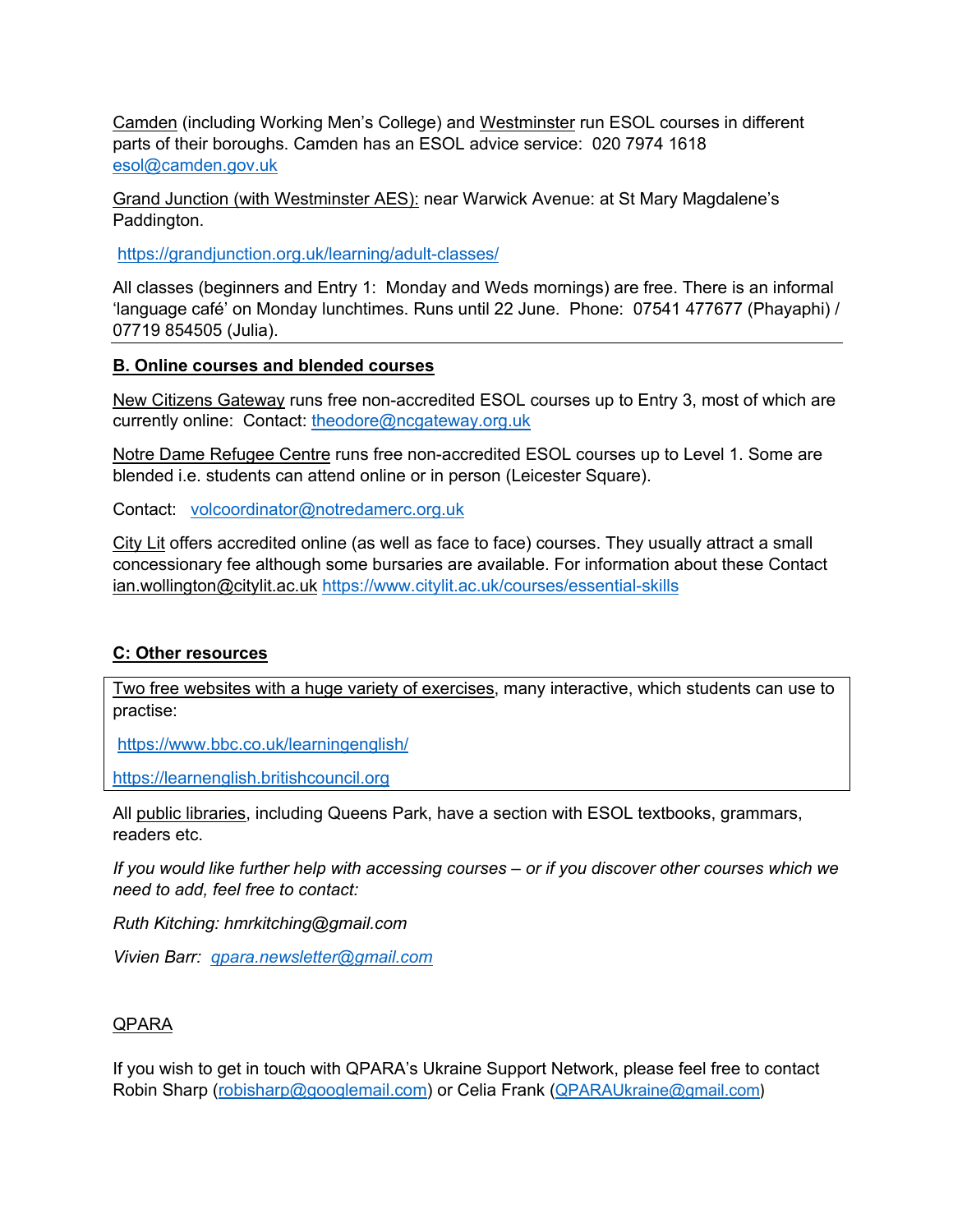Camden (including Working Men's College) and Westminster run ESOL courses in different parts of their boroughs. Camden has an ESOL advice service: 020 7974 1618 esol@camden.gov.uk

Grand Junction (with Westminster AES): near Warwick Avenue: at St Mary Magdalene's Paddington.

https://grandjunction.org.uk/learning/adult-classes/

All classes (beginners and Entry 1: Monday and Weds mornings) are free. There is an informal 'language café' on Monday lunchtimes. Runs until 22 June. Phone: 07541 477677 (Phayaphi) / 07719 854505 (Julia).

---

**B. Online courses and blended courses**

New Citizens Gateway runs free non-accredited ESOL courses up to Entry 3, most of which are currently online: Contact: theodore@ncgateway.org.uk

Notre Dame Refugee Centre runs free non-accredited ESOL courses up to Level 1. Some are blended i.e. students can attend online or in person (Leicester Square).

Contact: volcoordinator@notredamerc.org.uk

City Lit offers accredited online (as well as face to face) courses. They usually attract a small concessionary fee although some bursaries are available. For information about these Contact ian.wollington@citylit.ac.uk https://www.citylit.ac.uk/courses/essential-skills

**C: Other resources**

Two free websites with a huge variety of exercises, many interactive, which students can use to practise:

https://www.bbc.co.uk/learningenglish/

https://learnenglish.britishcouncil.org

All public libraries, including Queens Park, have a section with ESOL textbooks, grammars, readers etc.

*If you would like further help with accessing courses – or if you discover other courses which we need to add, feel free to contact:*

*Ruth Kitching: hmrkitching@gmail.com*

*Vivien Barr: qpara.newsletter@gmail.com*

QPARA

If you wish to get in touch with QPARA's Ukraine Support Network, please feel free to contact Robin Sharp (robisharp@googlemail.com) or Celia Frank (QPARAUkraine@gmail.com)